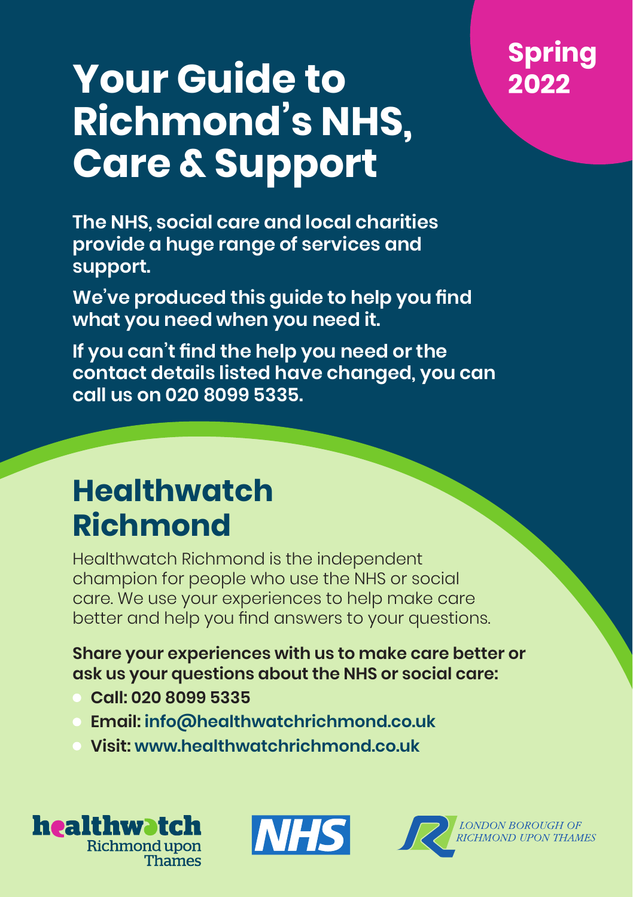Spring 2022

# Your Guide to Richmond's NHS, Care & Support

**The NHS, social care and local charities provide a huge range of services and support.**

**We've produced this guide to help you find what you need when you need it.**

**If you can't find the help you need or the contact details listed have changed, you can call us on 020 8099 5335.**

## Healthwatch Richmond

Healthwatch Richmond is the independent champion for people who use the NHS or social care. We use your experiences to help make care better and help you find answers to your questions.

**Share your experiences with us to make care better or ask us your questions about the NHS or social care:**

- **Call: 020 8099 5335**
- **Email: info@healthwatchrichmond.co.uk**
- **Visit: www.healthwatchrichmond.co.uk**

healthwatch Richmond upon Thames

NHS

LONDON BOROUGH OF RICHMOND UPON THAMES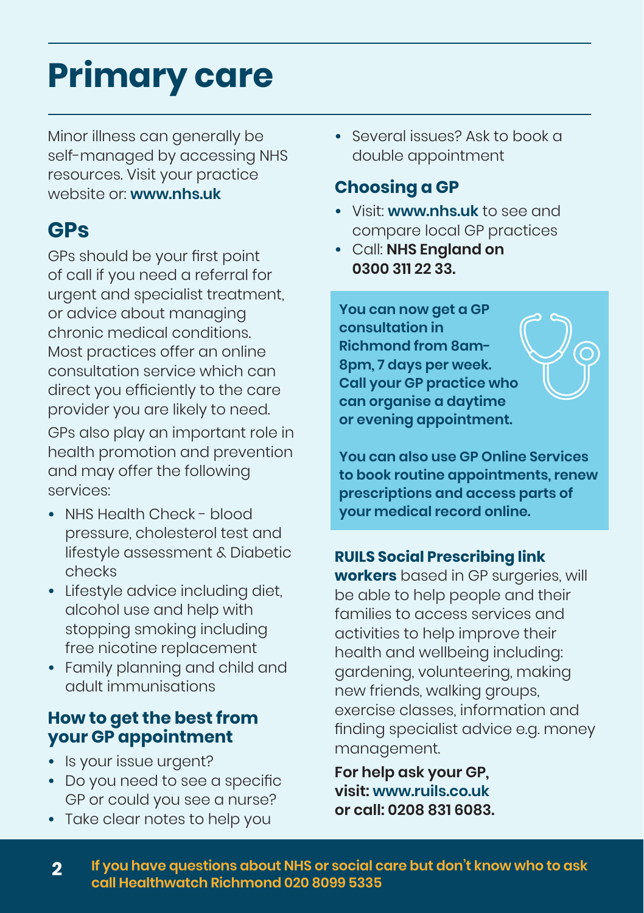# Primary care

Minor illness can generally be self-managed by accessing NHS resources. Visit your practice website or: **www.nhs.uk**

## GPs

GPs should be your first point of call if you need a referral for urgent and specialist treatment, or advice about managing chronic medical conditions. Most practices offer an online consultation service which can direct you efficiently to the care provider you are likely to need.

GPs also play an important role in health promotion and prevention and may offer the following services:

- NHS Health Check - blood pressure, cholesterol test and lifestyle assessment & Diabetic checks
- Lifestyle advice including diet, alcohol use and help with stopping smoking including free nicotine replacement
- Family planning and child and adult immunisations

### How to get the best from your GP appointment

- Is your issue urgent?
- Do you need to see a specific GP or could you see a nurse?
- Take clear notes to help you
- Several issues? Ask to book a double appointment

### Choosing a GP

- Visit: **www.nhs.uk** to see and compare local GP practices
- Call: **NHS England on 0300 311 22 33.**

**You can now get a GP consultation in Richmond from 8am-8pm, 7 days per week. Call your GP practice who can organise a daytime or evening appointment.**

**You can also use GP Online Services to book routine appointments, renew prescriptions and access parts of your medical record online.**

**RUILS Social Prescribing link workers** based in GP surgeries, will be able to help people and their families to access services and activities to help improve their health and wellbeing including: gardening, volunteering, making new friends, walking groups, exercise classes, information and finding specialist advice e.g. money management.

**For help ask your GP, visit: www.ruils.co.uk or call: 0208 831 6083.**

**If you have questions about NHS or social care but don't know who to ask call Healthwatch Richmond 020 8099 5335**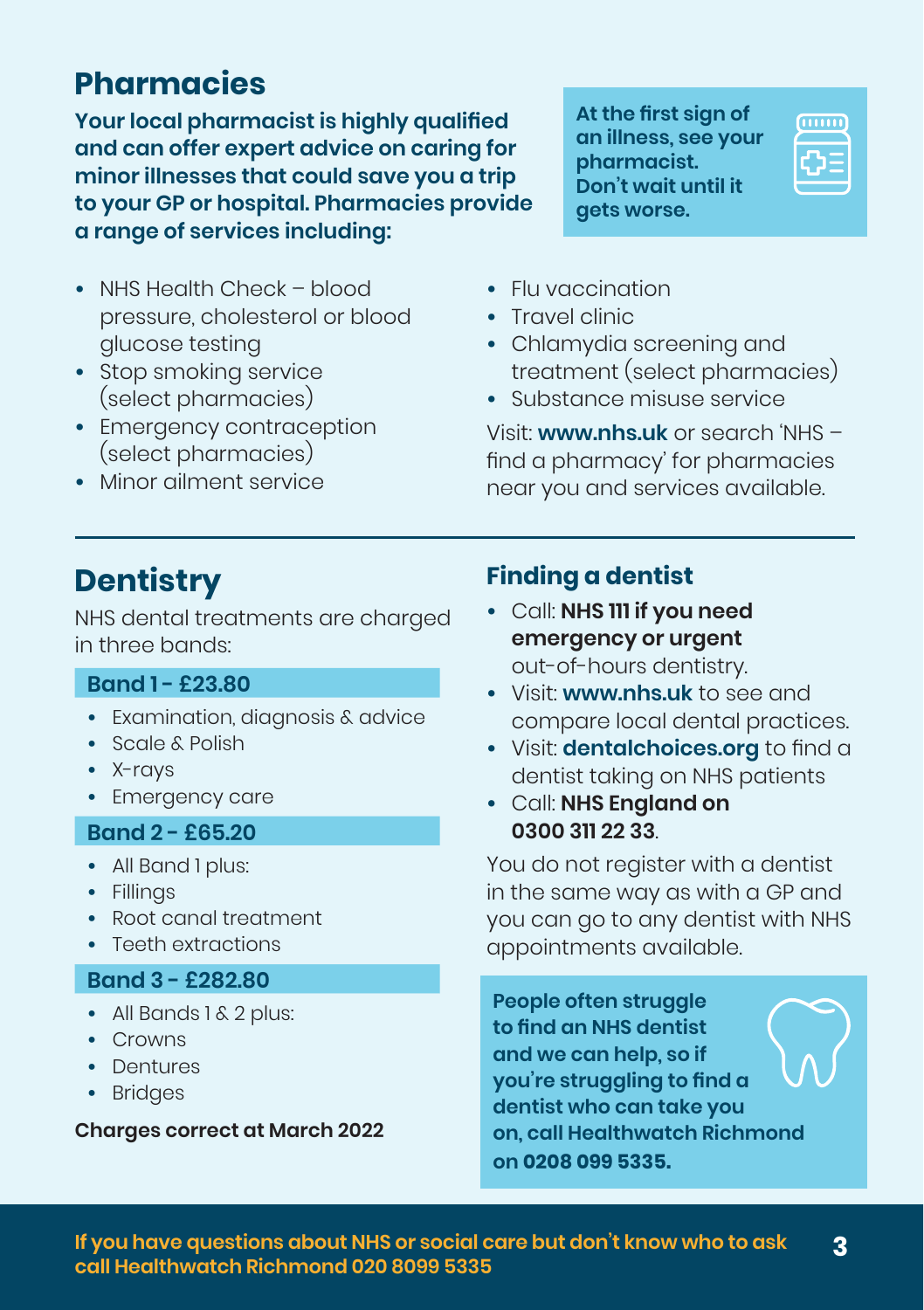## Pharmacies

**Your local pharmacist is highly qualified and can offer expert advice on caring for minor illnesses that could save you a trip to your GP or hospital. Pharmacies provide a range of services including:**

**At the first sign of an illness, see your pharmacist. Don't wait until it gets worse.**

- NHS Health Check – blood pressure, cholesterol or blood glucose testing
- Stop smoking service (select pharmacies)
- Emergency contraception (select pharmacies)
- Minor ailment service
- Flu vaccination
- Travel clinic
- Chlamydia screening and treatment (select pharmacies)
- Substance misuse service

Visit: **www.nhs.uk** or search 'NHS – find a pharmacy' for pharmacies near you and services available.

## Dentistry

NHS dental treatments are charged in three bands:

**Band 1 - £23.80**

- Examination, diagnosis & advice
- Scale & Polish
- X-rays
- Emergency care

**Band 2 - £65.20**

- All Band 1 plus:
- Fillings
- Root canal treatment
- Teeth extractions

**Band 3 - £282.80**

- All Bands 1 & 2 plus:
- Crowns
- Dentures
- Bridges

**Charges correct at March 2022**

### Finding a dentist

- Call: **NHS 111 if you need emergency or urgent** out-of-hours dentistry.
- Visit: **www.nhs.uk** to see and compare local dental practices.
- Visit: **dentalchoices.org** to find a dentist taking on NHS patients
- Call: **NHS England on 0300 311 22 33**.

You do not register with a dentist in the same way as with a GP and you can go to any dentist with NHS appointments available.

**People often struggle to find an NHS dentist and we can help, so if you're struggling to find a dentist who can take you on, call Healthwatch Richmond on 0208 099 5335.**

**If you have questions about NHS or social care but don't know who to ask call Healthwatch Richmond 020 8099 5335**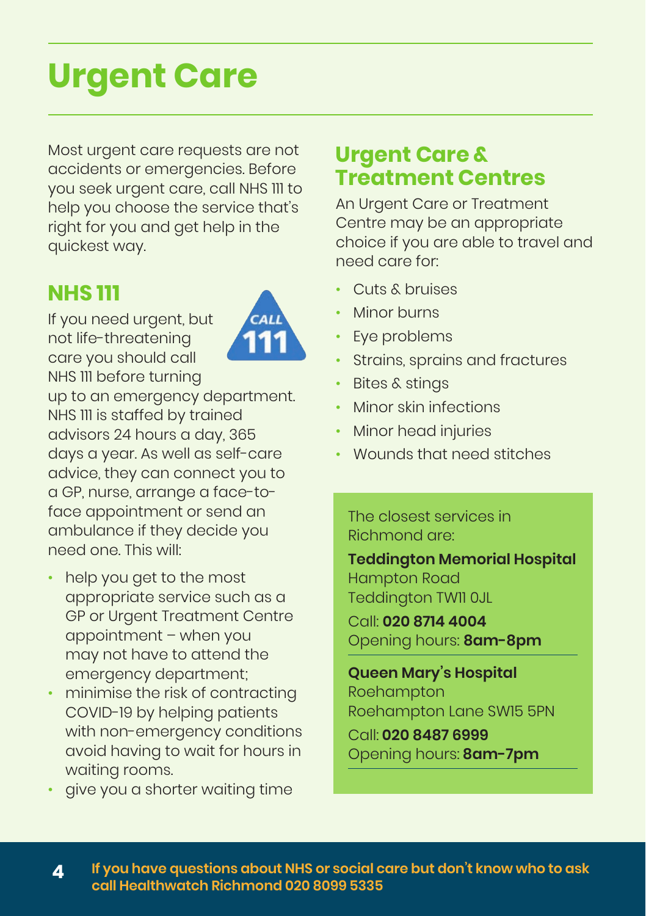# Urgent Care

Most urgent care requests are not accidents or emergencies. Before you seek urgent care, call NHS 111 to help you choose the service that's right for you and get help in the quickest way.

## NHS 111

If you need urgent, but not life-threatening care you should call NHS 111 before turning up to an emergency department. NHS 111 is staffed by trained advisors 24 hours a day, 365 days a year. As well as self-care advice, they can connect you to a GP, nurse, arrange a face-to-face appointment or send an ambulance if they decide you need one. This will:

- help you get to the most appropriate service such as a GP or Urgent Treatment Centre appointment – when you may not have to attend the emergency department;
- minimise the risk of contracting COVID-19 by helping patients with non-emergency conditions avoid having to wait for hours in waiting rooms.
- give you a shorter waiting time

## Urgent Care & Treatment Centres

An Urgent Care or Treatment Centre may be an appropriate choice if you are able to travel and need care for:

- Cuts & bruises
- Minor burns
- Eye problems
- Strains, sprains and fractures
- Bites & stings
- Minor skin infections
- Minor head injuries
- Wounds that need stitches

The closest services in Richmond are:

**Teddington Memorial Hospital**
Hampton Road
Teddington TW11 0JL
Call: **020 8714 4004**
Opening hours: **8am-8pm**

**Queen Mary's Hospital**
Roehampton
Roehampton Lane SW15 5PN
Call: **020 8487 6999**
Opening hours: **8am-7pm**

**If you have questions about NHS or social care but don't know who to ask call Healthwatch Richmond 020 8099 5335**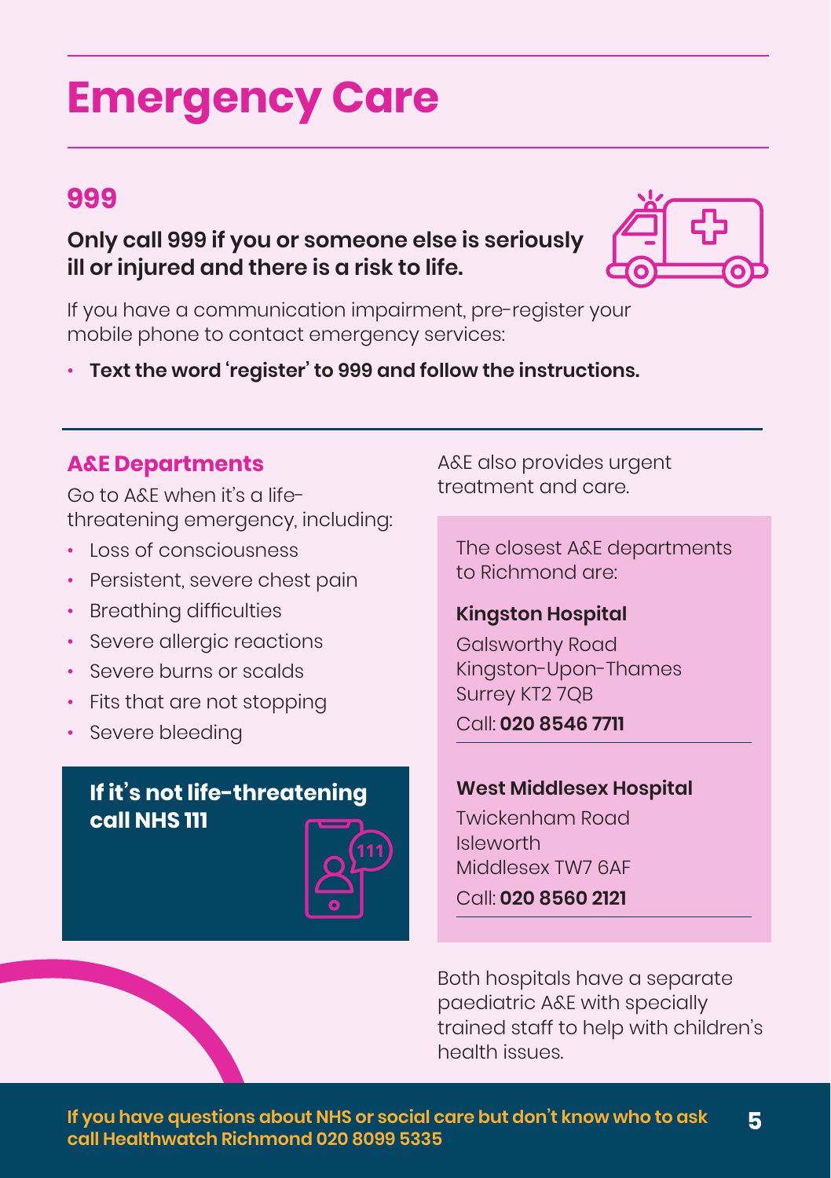# Emergency Care

## 999

**Only call 999 if you or someone else is seriously ill or injured and there is a risk to life.**

If you have a communication impairment, pre-register your mobile phone to contact emergency services:

- **Text the word 'register' to 999 and follow the instructions.**

### A&E Departments

Go to A&E when it's a life-threatening emergency, including:

- Loss of consciousness
- Persistent, severe chest pain
- Breathing difficulties
- Severe allergic reactions
- Severe burns or scalds
- Fits that are not stopping
- Severe bleeding

**If it's not life-threatening call NHS 111**

A&E also provides urgent treatment and care.

The closest A&E departments to Richmond are:

**Kingston Hospital**
Galsworthy Road
Kingston-Upon-Thames
Surrey KT2 7QB
Call: **020 8546 7711**

**West Middlesex Hospital**
Twickenham Road
Isleworth
Middlesex TW7 6AF
Call: **020 8560 2121**

Both hospitals have a separate paediatric A&E with specially trained staff to help with children's health issues.

**If you have questions about NHS or social care but don't know who to ask call Healthwatch Richmond 020 8099 5335**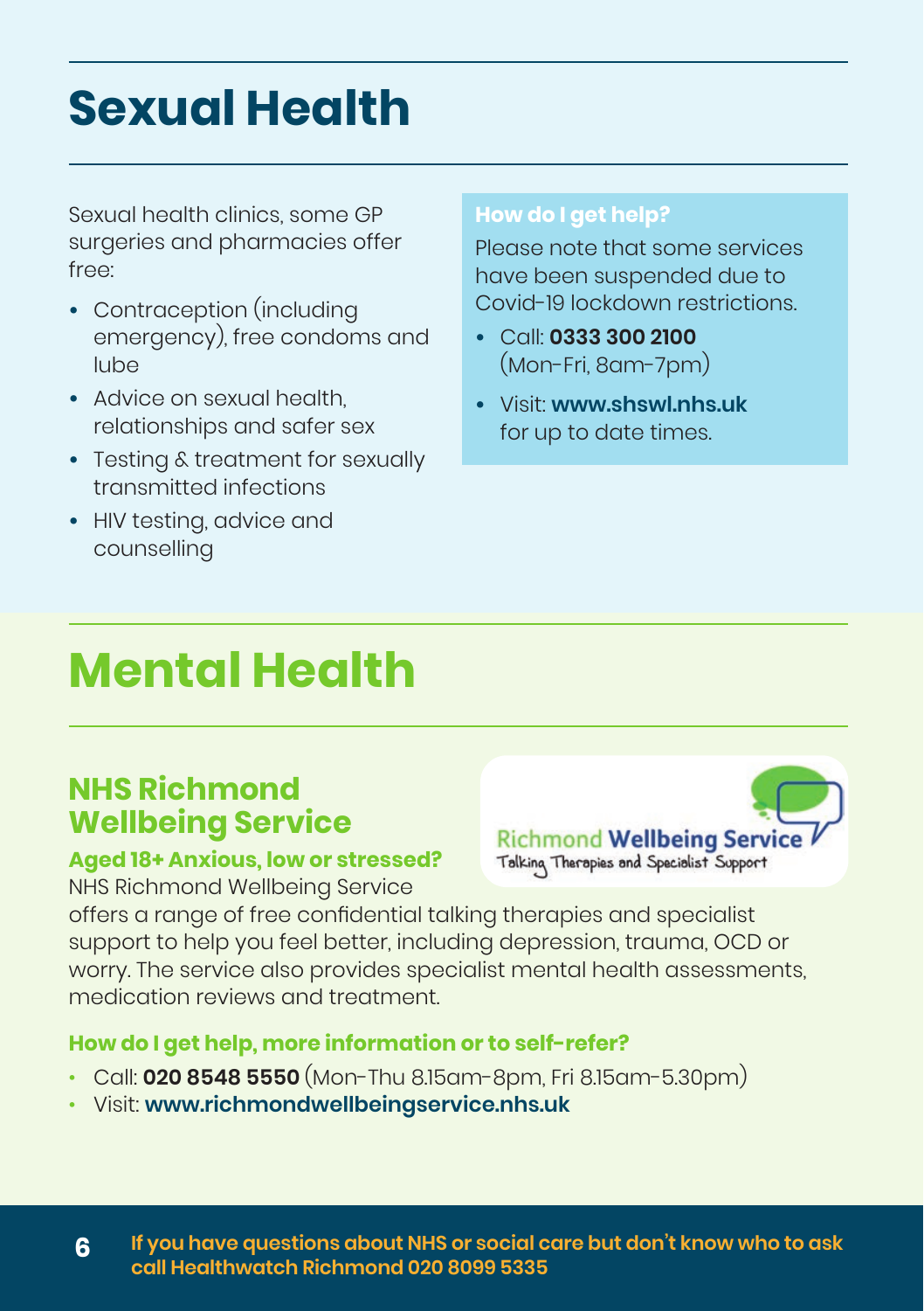# Sexual Health

Sexual health clinics, some GP surgeries and pharmacies offer free:

- Contraception (including emergency), free condoms and lube
- Advice on sexual health, relationships and safer sex
- Testing & treatment for sexually transmitted infections
- HIV testing, advice and counselling

**How do I get help?**

Please note that some services have been suspended due to Covid-19 lockdown restrictions.

- Call: **0333 300 2100** (Mon-Fri, 8am-7pm)
- Visit: **www.shswl.nhs.uk** for up to date times.

# Mental Health

## NHS Richmond Wellbeing Service

Richmond Wellbeing Service
Talking Therapies and Specialist Support

**Aged 18+ Anxious, low or stressed?**

NHS Richmond Wellbeing Service offers a range of free confidential talking therapies and specialist support to help you feel better, including depression, trauma, OCD or worry. The service also provides specialist mental health assessments, medication reviews and treatment.

**How do I get help, more information or to self-refer?**

- Call: **020 8548 5550** (Mon-Thu 8.15am-8pm, Fri 8.15am-5.30pm)
- Visit: **www.richmondwellbeingservice.nhs.uk**

**If you have questions about NHS or social care but don't know who to ask call Healthwatch Richmond 020 8099 5335**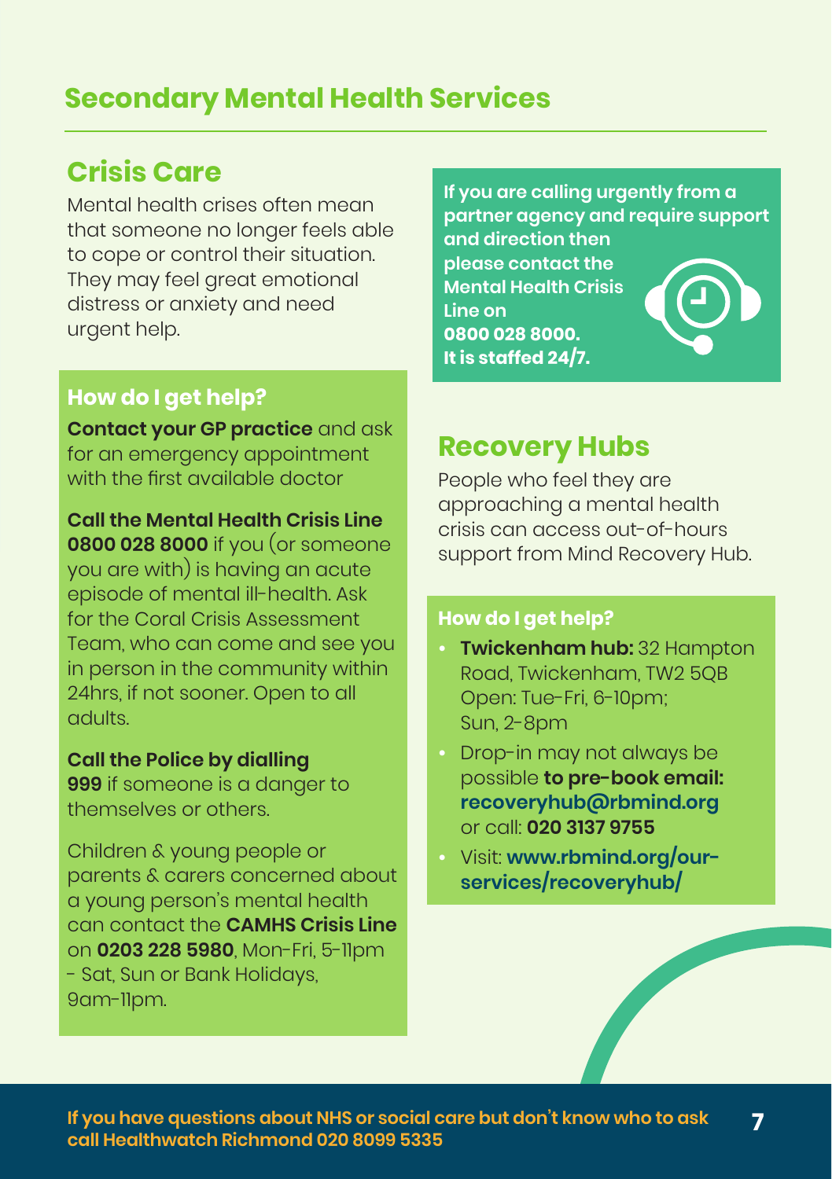# Secondary Mental Health Services

## Crisis Care

Mental health crises often mean that someone no longer feels able to cope or control their situation. They may feel great emotional distress or anxiety and need urgent help.

### How do I get help?

**Contact your GP practice** and ask for an emergency appointment with the first available doctor

**Call the Mental Health Crisis Line 0800 028 8000** if you (or someone you are with) is having an acute episode of mental ill-health. Ask for the Coral Crisis Assessment Team, who can come and see you in person in the community within 24hrs, if not sooner. Open to all adults.

**Call the Police by dialling 999** if someone is a danger to themselves or others.

Children & young people or parents & carers concerned about a young person's mental health can contact the **CAMHS Crisis Line** on **0203 228 5980**, Mon-Fri, 5-11pm - Sat, Sun or Bank Holidays, 9am-11pm.

**If you are calling urgently from a partner agency and require support and direction then please contact the Mental Health Crisis Line on 0800 028 8000. It is staffed 24/7.**

## Recovery Hubs

People who feel they are approaching a mental health crisis can access out-of-hours support from Mind Recovery Hub.

### How do I get help?

- **Twickenham hub:** 32 Hampton Road, Twickenham, TW2 5QB Open: Tue-Fri, 6-10pm; Sun, 2-8pm
- Drop-in may not always be possible **to pre-book email: recoveryhub@rbmind.org** or call: **020 3137 9755**
- Visit: **www.rbmind.org/our-services/recoveryhub/**

**If you have questions about NHS or social care but don't know who to ask call Healthwatch Richmond 020 8099 5335**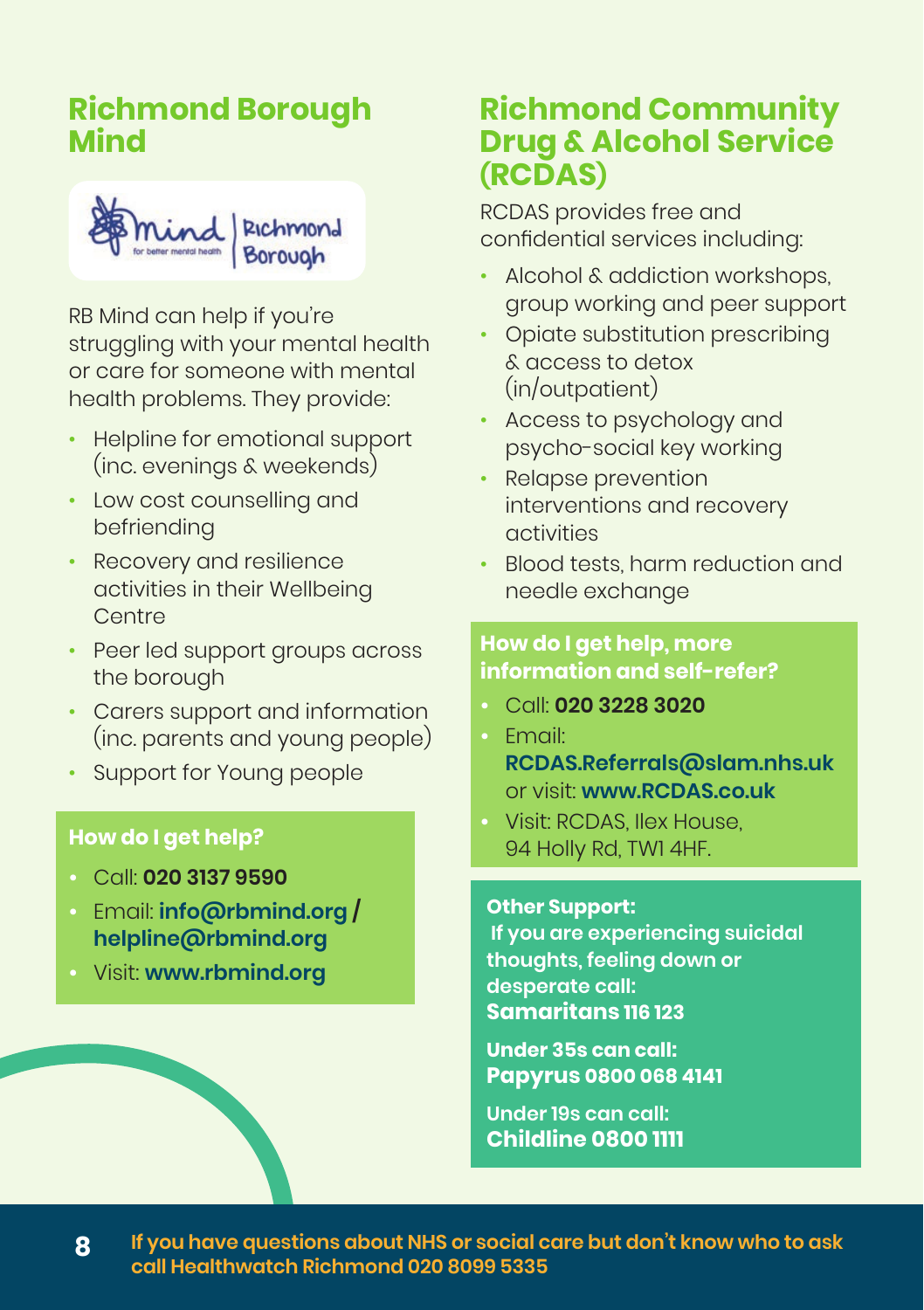## Richmond Borough Mind

RB Mind can help if you're struggling with your mental health or care for someone with mental health problems. They provide:

- Helpline for emotional support (inc. evenings & weekends)
- Low cost counselling and befriending
- Recovery and resilience activities in their Wellbeing Centre
- Peer led support groups across the borough
- Carers support and information (inc. parents and young people)
- Support for Young people

**How do I get help?**

- Call: **020 3137 9590**
- Email: **info@rbmind.org / helpline@rbmind.org**
- Visit: **www.rbmind.org**

## Richmond Community Drug & Alcohol Service (RCDAS)

RCDAS provides free and confidential services including:

- Alcohol & addiction workshops, group working and peer support
- Opiate substitution prescribing & access to detox (in/outpatient)
- Access to psychology and psycho-social key working
- Relapse prevention interventions and recovery activities
- Blood tests, harm reduction and needle exchange

**How do I get help, more information and self-refer?**

- Call: **020 3228 3020**
- Email: **RCDAS.Referrals@slam.nhs.uk** or visit: **www.RCDAS.co.uk**
- Visit: RCDAS, Ilex House, 94 Holly Rd, TW1 4HF.

**Other Support:**
**If you are experiencing suicidal thoughts, feeling down or desperate call:**
**Samaritans 116 123**

**Under 35s can call:**
**Papyrus 0800 068 4141**

**Under 19s can call:**
**Childline 0800 1111**

**If you have questions about NHS or social care but don't know who to ask call Healthwatch Richmond 020 8099 5335**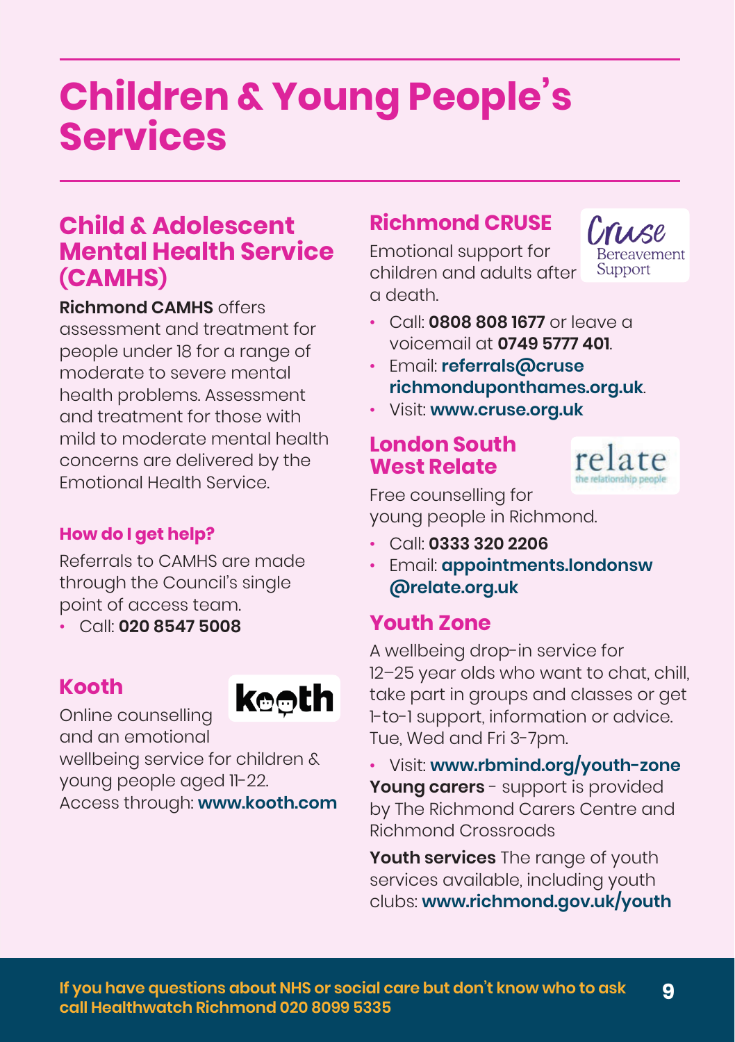# Children & Young People's Services

## Child & Adolescent Mental Health Service (CAMHS)

**Richmond CAMHS** offers assessment and treatment for people under 18 for a range of moderate to severe mental health problems. Assessment and treatment for those with mild to moderate mental health concerns are delivered by the Emotional Health Service.

### How do I get help?

Referrals to CAMHS are made through the Council's single point of access team.

- Call: **020 8547 5008**

## Kooth

Online counselling and an emotional wellbeing service for children & young people aged 11-22.
Access through: **www.kooth.com**

## Richmond CRUSE

Emotional support for children and adults after a death.

- Call: **0808 808 1677** or leave a voicemail at **0749 5777 401**.
- Email: **referrals@cruserichmonduponthames.org.uk**.
- Visit: **www.cruse.org.uk**

## London South West Relate

Free counselling for young people in Richmond.

- Call: **0333 320 2206**
- Email: **appointments.londonsw@relate.org.uk**

## Youth Zone

A wellbeing drop-in service for 12–25 year olds who want to chat, chill, take part in groups and classes or get 1-to-1 support, information or advice. Tue, Wed and Fri 3-7pm.

- Visit: **www.rbmind.org/youth-zone**

**Young carers** - support is provided by The Richmond Carers Centre and Richmond Crossroads

**Youth services** The range of youth services available, including youth clubs: **www.richmond.gov.uk/youth**

**If you have questions about NHS or social care but don't know who to ask call Healthwatch Richmond 020 8099 5335**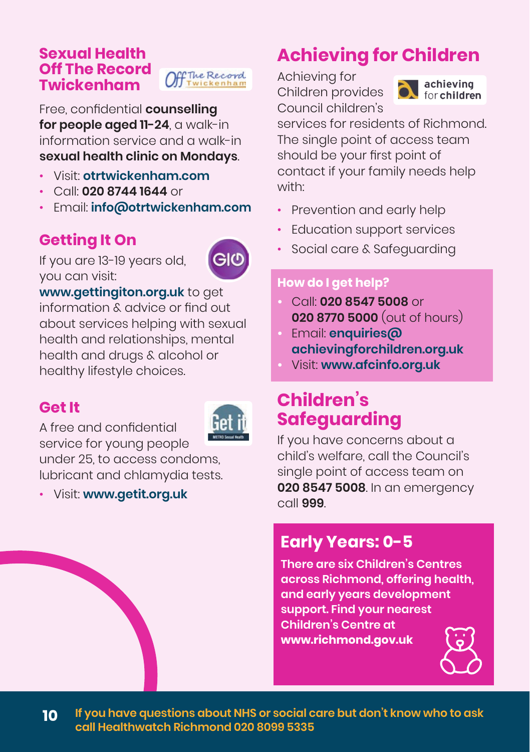## Sexual Health Off The Record Twickenham

Free, confidential **counselling for people aged 11-24**, a walk-in information service and a walk-in **sexual health clinic on Mondays**.

- Visit: **otrtwickenham.com**
- Call: **020 8744 1644** or
- Email: **info@otrtwickenham.com**

## Getting It On

If you are 13-19 years old, you can visit: **www.gettingiton.org.uk** to get information & advice or find out about services helping with sexual health and relationships, mental health and drugs & alcohol or healthy lifestyle choices.

## Get It

A free and confidential service for young people under 25, to access condoms, lubricant and chlamydia tests.

- Visit: **www.getit.org.uk**

## Achieving for Children

Achieving for Children provides Council children's services for residents of Richmond. The single point of access team should be your first point of contact if your family needs help with:

- Prevention and early help
- Education support services
- Social care & Safeguarding

### How do I get help?

- Call: **020 8547 5008** or **020 8770 5000** (out of hours)
- Email: **enquiries@achievingforchildren.org.uk**
- Visit: **www.afcinfo.org.uk**

## Children's Safeguarding

If you have concerns about a child's welfare, call the Council's single point of access team on **020 8547 5008**. In an emergency call **999**.

## Early Years: 0-5

**There are six Children's Centres across Richmond, offering health, and early years development support. Find your nearest Children's Centre at www.richmond.gov.uk**

**If you have questions about NHS or social care but don't know who to ask call Healthwatch Richmond 020 8099 5335**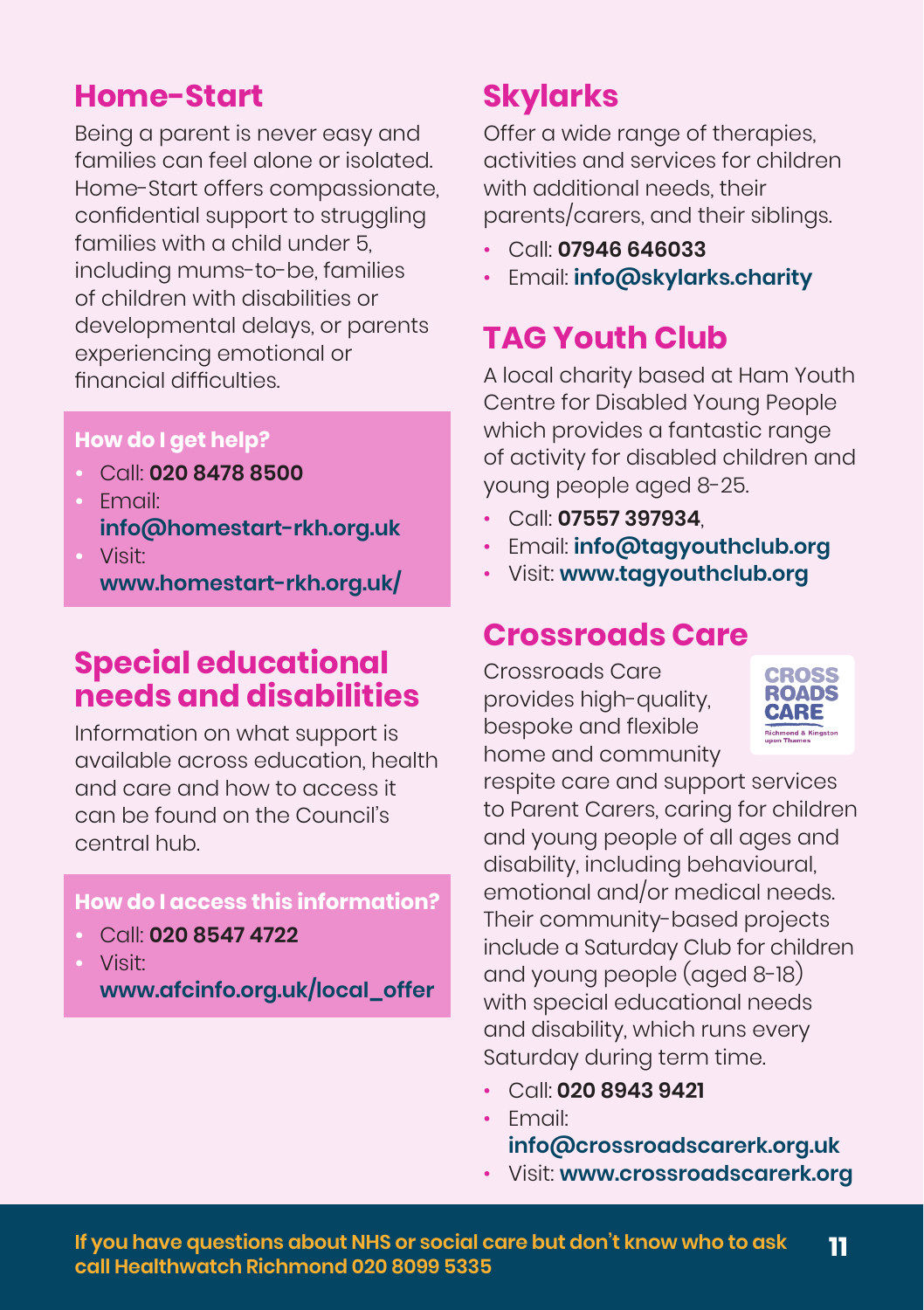## Home-Start

Being a parent is never easy and families can feel alone or isolated. Home-Start offers compassionate, confidential support to struggling families with a child under 5, including mums-to-be, families of children with disabilities or developmental delays, or parents experiencing emotional or financial difficulties.

**How do I get help?**

- Call: **020 8478 8500**
- Email: **info@homestart-rkh.org.uk**
- Visit: **www.homestart-rkh.org.uk/**

## Special educational needs and disabilities

Information on what support is available across education, health and care and how to access it can be found on the Council's central hub.

**How do I access this information?**

- Call: **020 8547 4722**
- Visit: **www.afcinfo.org.uk/local_offer**

## Skylarks

Offer a wide range of therapies, activities and services for children with additional needs, their parents/carers, and their siblings.

- Call: **07946 646033**
- Email: **info@skylarks.charity**

## TAG Youth Club

A local charity based at Ham Youth Centre for Disabled Young People which provides a fantastic range of activity for disabled children and young people aged 8-25.

- Call: **07557 397934**,
- Email: **info@tagyouthclub.org**
- Visit: **www.tagyouthclub.org**

## Crossroads Care

Crossroads Care provides high-quality, bespoke and flexible home and community respite care and support services to Parent Carers, caring for children and young people of all ages and disability, including behavioural, emotional and/or medical needs. Their community-based projects include a Saturday Club for children and young people (aged 8-18) with special educational needs and disability, which runs every Saturday during term time.

- Call: **020 8943 9421**
- Email: **info@crossroadscarerk.org.uk**
- Visit: **www.crossroadscarerk.org**

**If you have questions about NHS or social care but don't know who to ask call Healthwatch Richmond 020 8099 5335**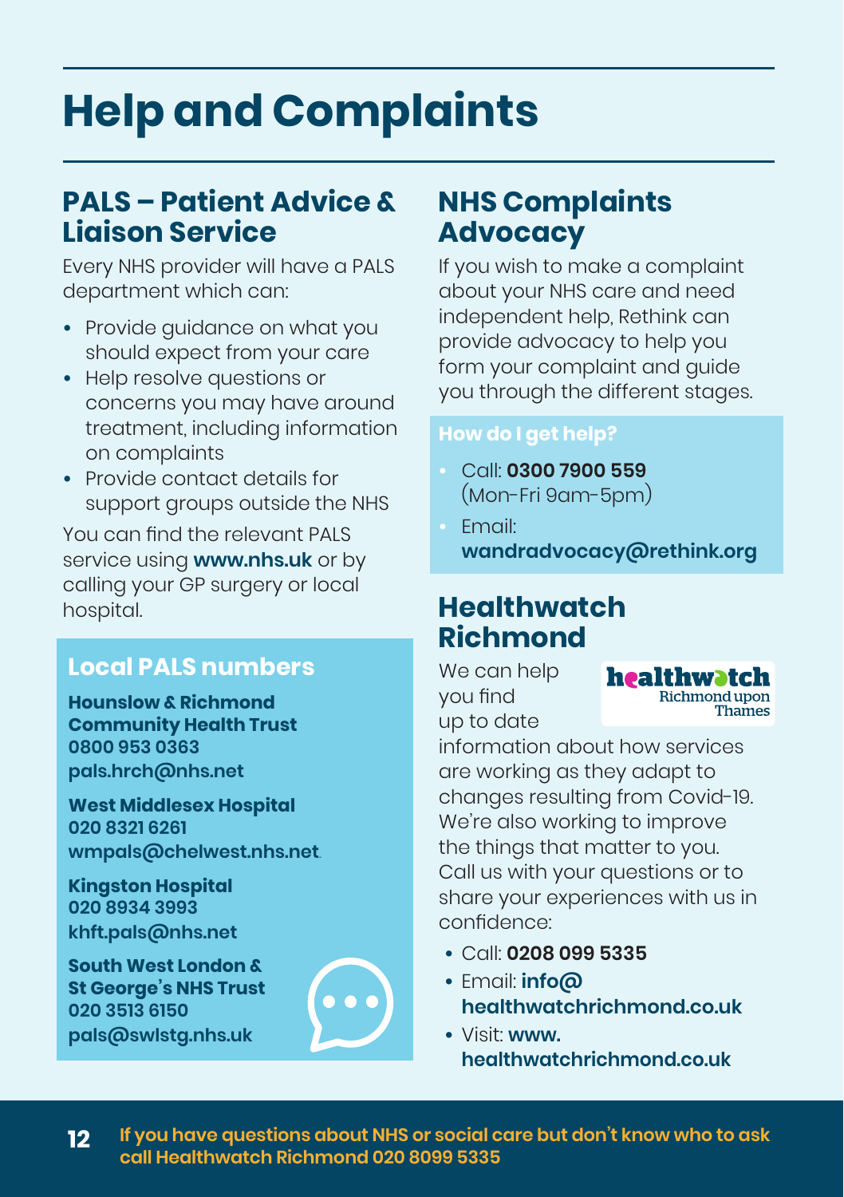# Help and Complaints

## PALS – Patient Advice & Liaison Service

Every NHS provider will have a PALS department which can:

- Provide guidance on what you should expect from your care
- Help resolve questions or concerns you may have around treatment, including information on complaints
- Provide contact details for support groups outside the NHS

You can find the relevant PALS service using **www.nhs.uk** or by calling your GP surgery or local hospital.

### Local PALS numbers

**Hounslow & Richmond Community Health Trust**
**0800 953 0363**
**pals.hrch@nhs.net**

**West Middlesex Hospital**
**020 8321 6261**
**wmpals@chelwest.nhs.net**

**Kingston Hospital**
**020 8934 3993**
**khft.pals@nhs.net**

**South West London & St George's NHS Trust**
**020 3513 6150**
**pals@swlstg.nhs.uk**

## NHS Complaints Advocacy

If you wish to make a complaint about your NHS care and need independent help, Rethink can provide advocacy to help you form your complaint and guide you through the different stages.

**How do I get help?**

- Call: **0300 7900 559** (Mon-Fri 9am-5pm)
- Email: **wandradvocacy@rethink.org**

## Healthwatch Richmond

We can help you find up to date information about how services are working as they adapt to changes resulting from Covid-19. We're also working to improve the things that matter to you. Call us with your questions or to share your experiences with us in confidence:

- Call: **0208 099 5335**
- Email: **info@healthwatchrichmond.co.uk**
- Visit: **www.healthwatchrichmond.co.uk**

**If you have questions about NHS or social care but don't know who to ask call Healthwatch Richmond 020 8099 5335**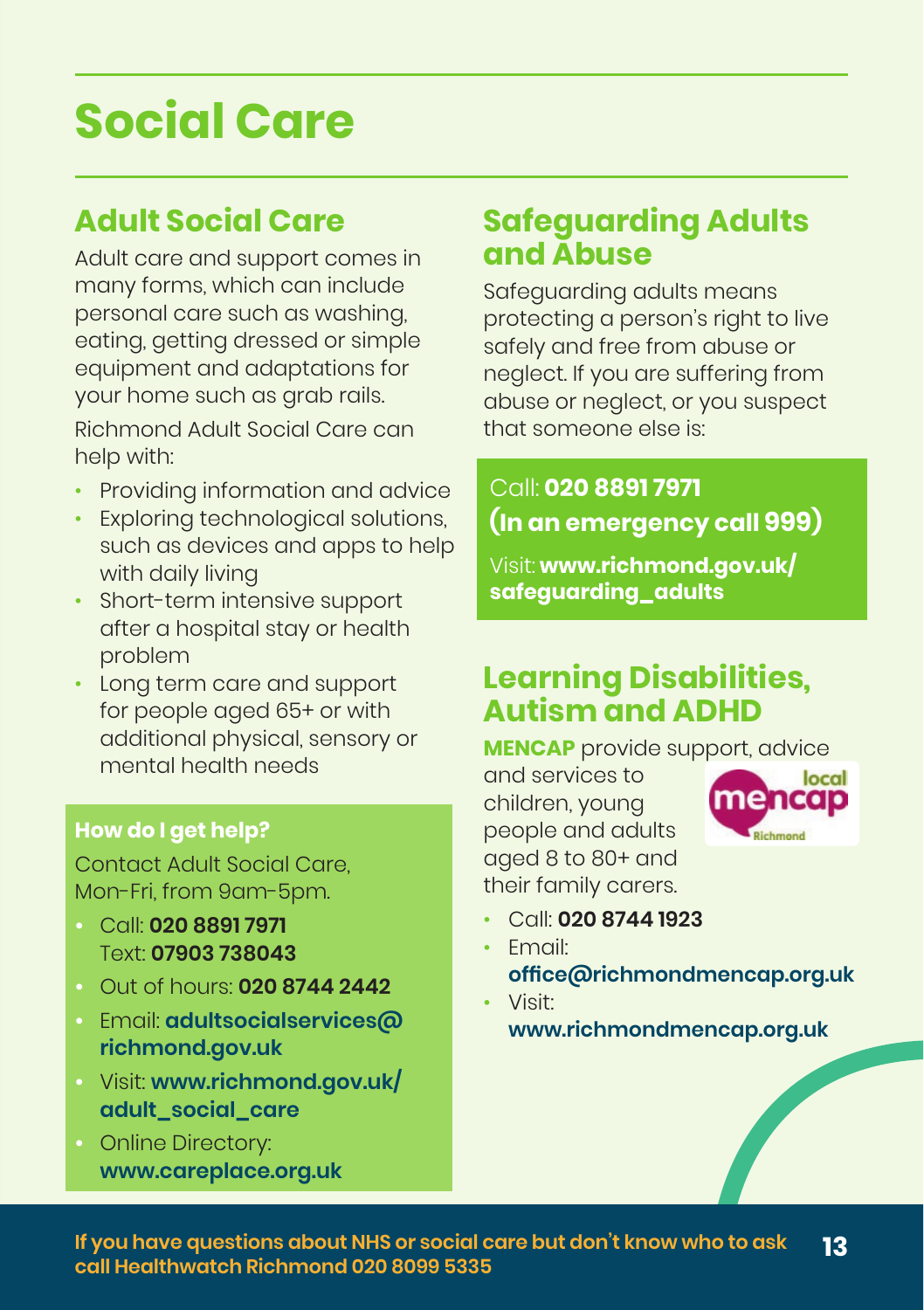# Social Care

## Adult Social Care

Adult care and support comes in many forms, which can include personal care such as washing, eating, getting dressed or simple equipment and adaptations for your home such as grab rails.

Richmond Adult Social Care can help with:

- Providing information and advice
- Exploring technological solutions, such as devices and apps to help with daily living
- Short-term intensive support after a hospital stay or health problem
- Long term care and support for people aged 65+ or with additional physical, sensory or mental health needs

### How do I get help?

Contact Adult Social Care, Mon-Fri, from 9am-5pm.

- Call: **020 8891 7971**
  Text: **07903 738043**
- Out of hours: **020 8744 2442**
- Email: **adultsocialservices@richmond.gov.uk**
- Visit: **www.richmond.gov.uk/adult_social_care**
- Online Directory: **www.careplace.org.uk**

## Safeguarding Adults and Abuse

Safeguarding adults means protecting a person's right to live safely and free from abuse or neglect. If you are suffering from abuse or neglect, or you suspect that someone else is:

Call: **020 8891 7971**
**(In an emergency call 999)**

Visit: **www.richmond.gov.uk/safeguarding_adults**

## Learning Disabilities, Autism and ADHD

**MENCAP** provide support, advice and services to children, young people and adults aged 8 to 80+ and their family carers.

- Call: **020 8744 1923**
- Email: **office@richmondmencap.org.uk**
- Visit: **www.richmondmencap.org.uk**

**If you have questions about NHS or social care but don't know who to ask call Healthwatch Richmond 020 8099 5335**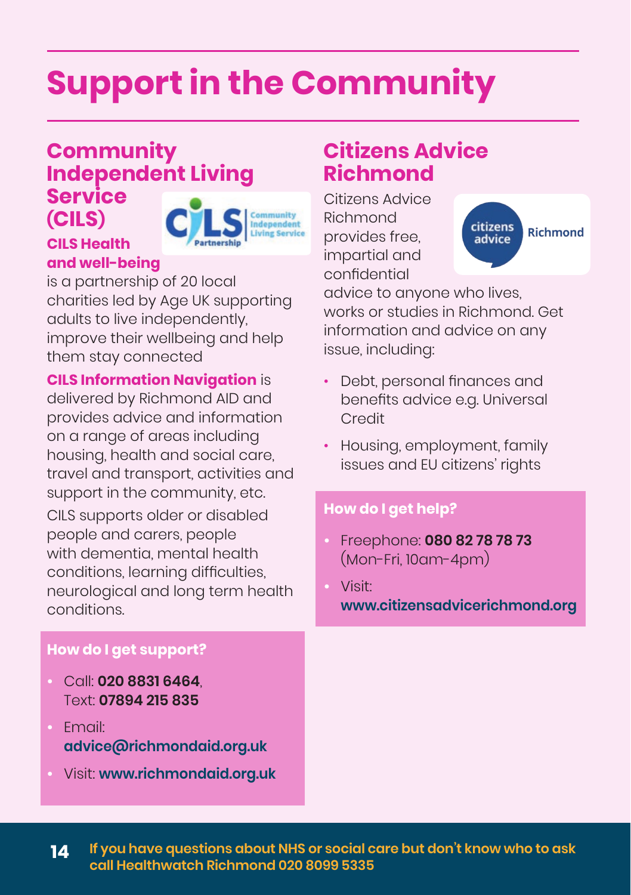# Support in the Community

## Community Independent Living Service (CILS)

**CILS Health and well-being** is a partnership of 20 local charities led by Age UK supporting adults to live independently, improve their wellbeing and help them stay connected

**CILS Information Navigation** is delivered by Richmond AID and provides advice and information on a range of areas including housing, health and social care, travel and transport, activities and support in the community, etc.

CILS supports older or disabled people and carers, people with dementia, mental health conditions, learning difficulties, neurological and long term health conditions.

### How do I get support?

- Call: **020 8831 6464**, Text: **07894 215 835**
- Email: **advice@richmondaid.org.uk**
- Visit: **www.richmondaid.org.uk**

## Citizens Advice Richmond

Citizens Advice Richmond provides free, impartial and confidential advice to anyone who lives, works or studies in Richmond. Get information and advice on any issue, including:

- Debt, personal finances and benefits advice e.g. Universal Credit
- Housing, employment, family issues and EU citizens' rights

### How do I get help?

- Freephone: **080 82 78 78 73** (Mon-Fri, 10am-4pm)
- Visit: **www.citizensadvicerichmond.org**

**If you have questions about NHS or social care but don't know who to ask call Healthwatch Richmond 020 8099 5335**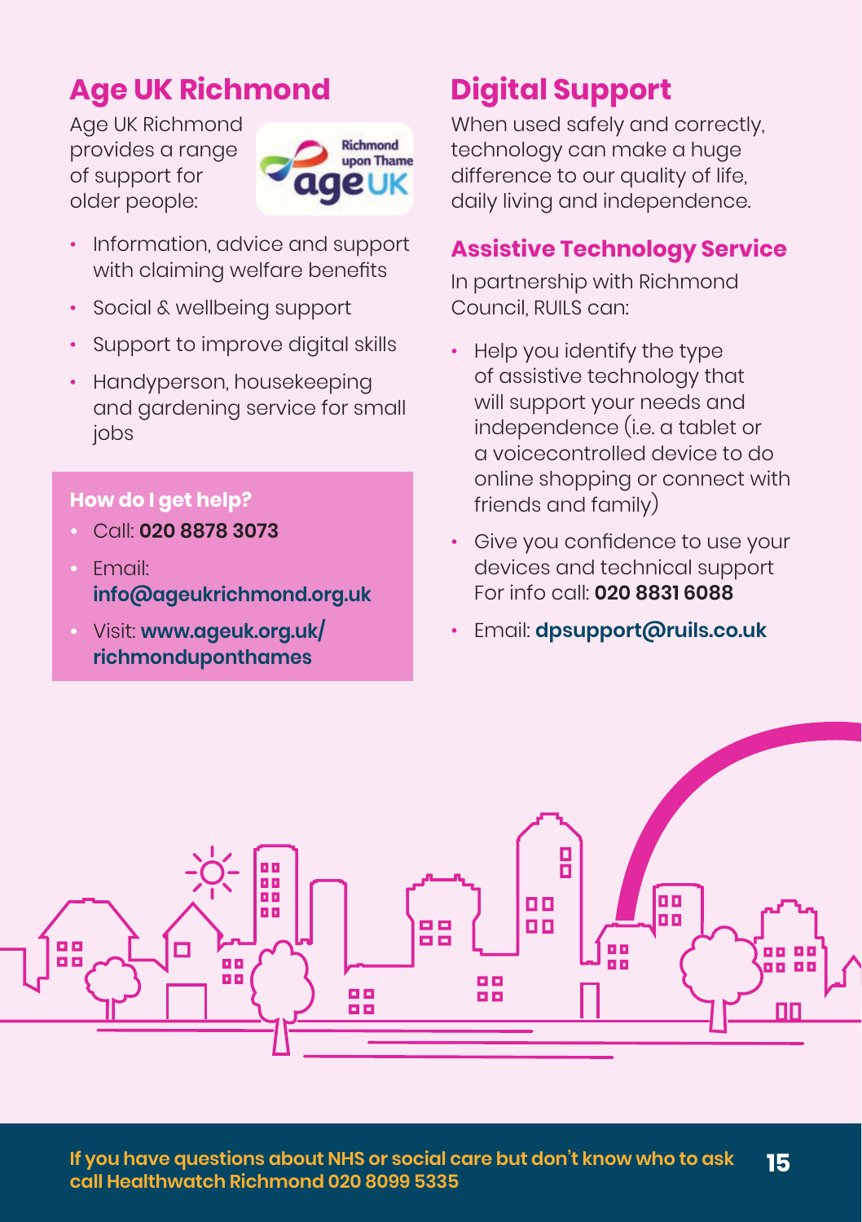## Age UK Richmond

Age UK Richmond provides a range of support for older people:

- Information, advice and support with claiming welfare benefits
- Social & wellbeing support
- Support to improve digital skills
- Handyperson, housekeeping and gardening service for small jobs

**How do I get help?**

- Call: **020 8878 3073**
- Email: **info@ageukrichmond.org.uk**
- Visit: **www.ageuk.org.uk/richmonduponthames**

## Digital Support

When used safely and correctly, technology can make a huge difference to our quality of life, daily living and independence.

### Assistive Technology Service

In partnership with Richmond Council, RUILS can:

- Help you identify the type of assistive technology that will support your needs and independence (i.e. a tablet or a voicecontrolled device to do online shopping or connect with friends and family)
- Give you confidence to use your devices and technical support For info call: **020 8831 6088**
- Email: **dpsupport@ruils.co.uk**

**If you have questions about NHS or social care but don't know who to ask call Healthwatch Richmond 020 8099 5335**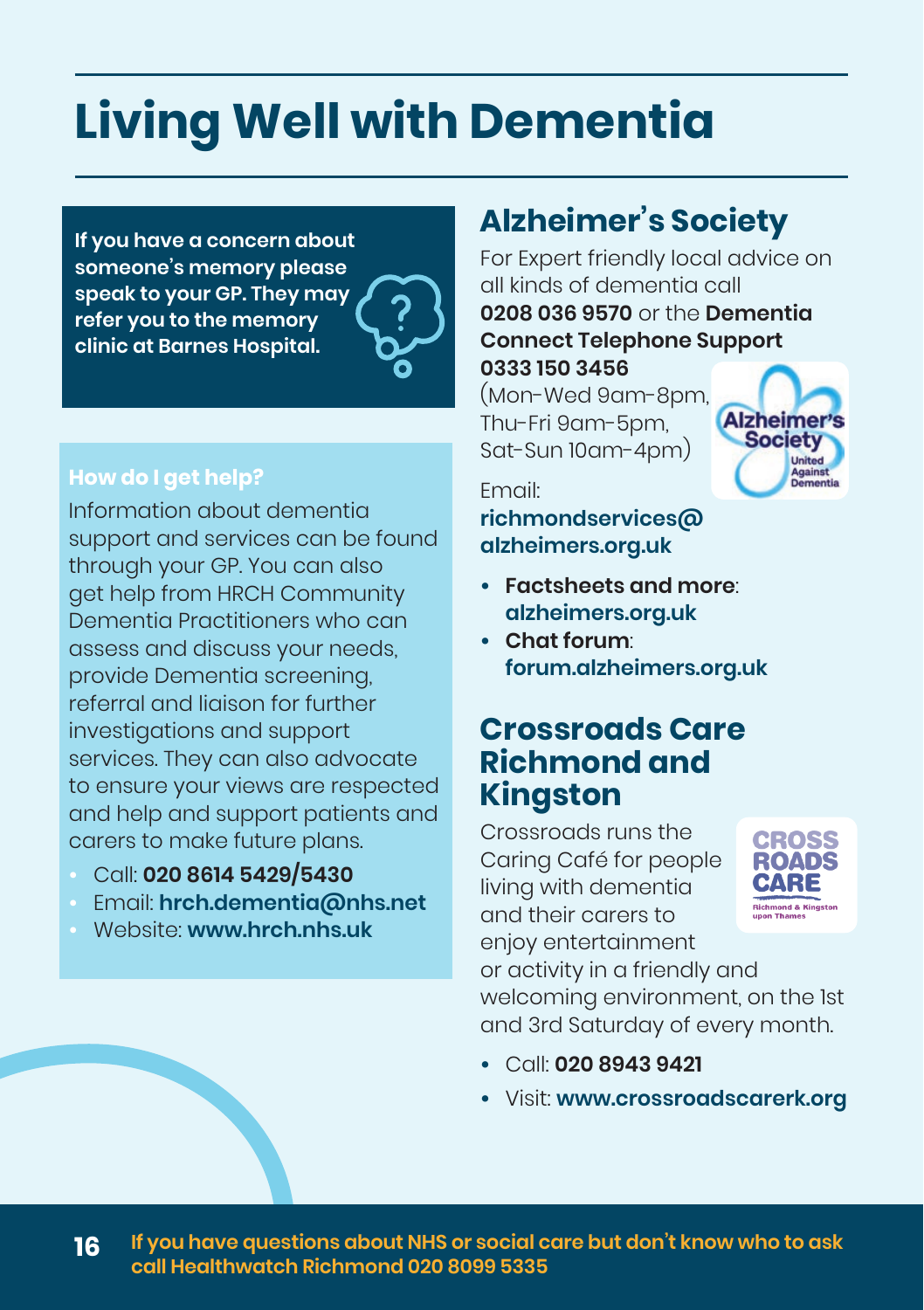# Living Well with Dementia

**If you have a concern about someone's memory please speak to your GP. They may refer you to the memory clinic at Barnes Hospital.**

**How do I get help?**

Information about dementia support and services can be found through your GP. You can also get help from HRCH Community Dementia Practitioners who can assess and discuss your needs, provide Dementia screening, referral and liaison for further investigations and support services. They can also advocate to ensure your views are respected and help and support patients and carers to make future plans.

- Call: **020 8614 5429/5430**
- Email: **hrch.dementia@nhs.net**
- Website: **www.hrch.nhs.uk**

## Alzheimer's Society

For Expert friendly local advice on all kinds of dementia call **0208 036 9570** or the **Dementia Connect Telephone Support 0333 150 3456** (Mon-Wed 9am-8pm, Thu-Fri 9am-5pm, Sat-Sun 10am-4pm)

Email: **richmondservices@alzheimers.org.uk**

- **Factsheets and more**: **alzheimers.org.uk**
- **Chat forum**: **forum.alzheimers.org.uk**

## Crossroads Care Richmond and Kingston

Crossroads runs the Caring Café for people living with dementia and their carers to enjoy entertainment or activity in a friendly and welcoming environment, on the 1st and 3rd Saturday of every month.

- Call: **020 8943 9421**
- Visit: **www.crossroadscarerk.org**

**If you have questions about NHS or social care but don't know who to ask call Healthwatch Richmond 020 8099 5335**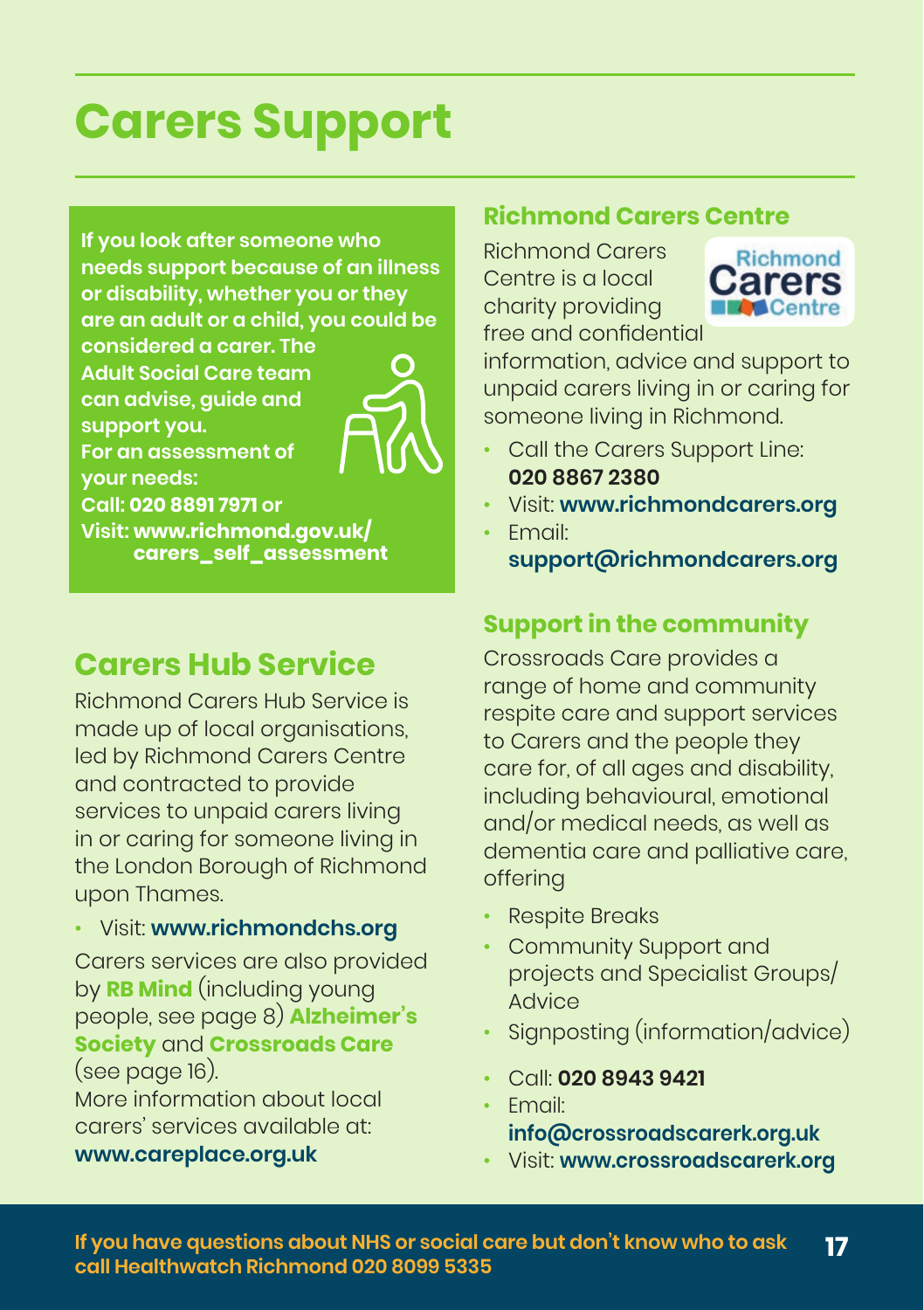# Carers Support

**If you look after someone who needs support because of an illness or disability, whether you or they are an adult or a child, you could be considered a carer. The Adult Social Care team can advise, guide and support you.**
**For an assessment of your needs:**
**Call: 020 8891 7971 or**
**Visit: www.richmond.gov.uk/carers_self_assessment**

## Carers Hub Service

Richmond Carers Hub Service is made up of local organisations, led by Richmond Carers Centre and contracted to provide services to unpaid carers living in or caring for someone living in the London Borough of Richmond upon Thames.

- Visit: **www.richmondchs.org**

Carers services are also provided by **RB Mind** (including young people, see page 8) **Alzheimer's Society** and **Crossroads Care** (see page 16).
More information about local carers' services available at:
**www.careplace.org.uk**

### Richmond Carers Centre

Richmond Carers Centre is a local charity providing free and confidential information, advice and support to unpaid carers living in or caring for someone living in Richmond.

- Call the Carers Support Line: **020 8867 2380**
- Visit: **www.richmondcarers.org**
- Email: **support@richmondcarers.org**

### Support in the community

Crossroads Care provides a range of home and community respite care and support services to Carers and the people they care for, of all ages and disability, including behavioural, emotional and/or medical needs, as well as dementia care and palliative care, offering

- Respite Breaks
- Community Support and projects and Specialist Groups/Advice
- Signposting (information/advice)

- Call: **020 8943 9421**
- Email: **info@crossroadscarerk.org.uk**
- Visit: **www.crossroadscarerk.org**

**If you have questions about NHS or social care but don't know who to ask call Healthwatch Richmond 020 8099 5335**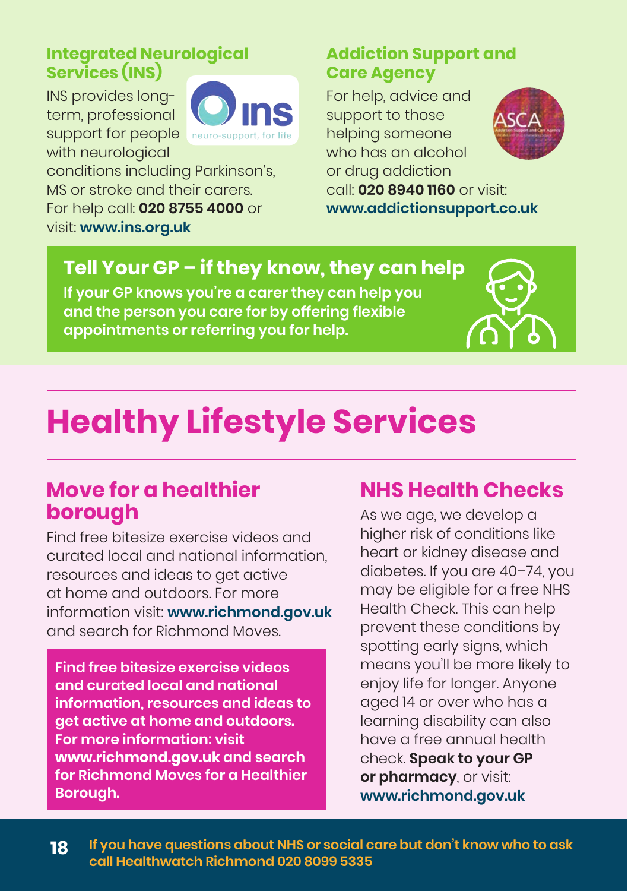### Integrated Neurological Services (INS)

INS provides long-term, professional support for people with neurological conditions including Parkinson's, MS or stroke and their carers. For help call: **020 8755 4000** or visit: **www.ins.org.uk**

### Addiction Support and Care Agency

For help, advice and support to those helping someone who has an alcohol or drug addiction call: **020 8940 1160** or visit: **www.addictionsupport.co.uk**

### Tell Your GP – if they know, they can help

**If your GP knows you're a carer they can help you and the person you care for by offering flexible appointments or referring you for help.**

# Healthy Lifestyle Services

## Move for a healthier borough

Find free bitesize exercise videos and curated local and national information, resources and ideas to get active at home and outdoors. For more information visit: **www.richmond.gov.uk** and search for Richmond Moves.

**Find free bitesize exercise videos and curated local and national information, resources and ideas to get active at home and outdoors. For more information: visit www.richmond.gov.uk and search for Richmond Moves for a Healthier Borough.**

## NHS Health Checks

As we age, we develop a higher risk of conditions like heart or kidney disease and diabetes. If you are 40–74, you may be eligible for a free NHS Health Check. This can help prevent these conditions by spotting early signs, which means you'll be more likely to enjoy life for longer. Anyone aged 14 or over who has a learning disability can also have a free annual health check. **Speak to your GP or pharmacy**, or visit: **www.richmond.gov.uk**

**If you have questions about NHS or social care but don't know who to ask call Healthwatch Richmond 020 8099 5335**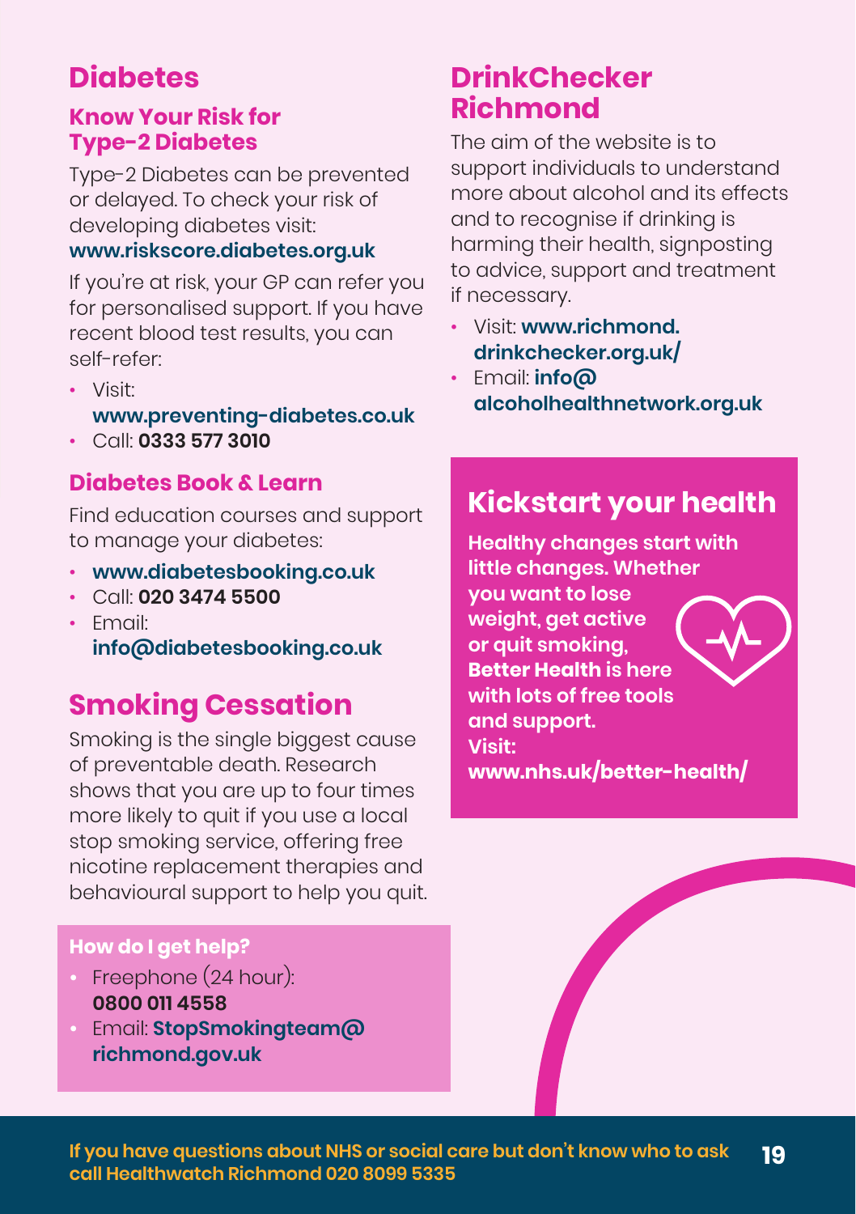# Diabetes

### Know Your Risk for Type-2 Diabetes

Type-2 Diabetes can be prevented or delayed. To check your risk of developing diabetes visit: **www.riskscore.diabetes.org.uk**

If you're at risk, your GP can refer you for personalised support. If you have recent blood test results, you can self-refer:

- Visit: **www.preventing-diabetes.co.uk**
- Call: **0333 577 3010**

### Diabetes Book & Learn

Find education courses and support to manage your diabetes:

- **www.diabetesbooking.co.uk**
- Call: **020 3474 5500**
- Email: **info@diabetesbooking.co.uk**

# Smoking Cessation

Smoking is the single biggest cause of preventable death. Research shows that you are up to four times more likely to quit if you use a local stop smoking service, offering free nicotine replacement therapies and behavioural support to help you quit.

**How do I get help?**

- Freephone (24 hour): **0800 011 4558**
- Email: **StopSmokingteam@richmond.gov.uk**

# DrinkChecker Richmond

The aim of the website is to support individuals to understand more about alcohol and its effects and to recognise if drinking is harming their health, signposting to advice, support and treatment if necessary.

- Visit: **www.richmond.drinkchecker.org.uk/**
- Email: **info@alcoholhealthnetwork.org.uk**

## Kickstart your health

**Healthy changes start with little changes. Whether you want to lose weight, get active or quit smoking, Better Health is here with lots of free tools and support. Visit: www.nhs.uk/better-health/**

**If you have questions about NHS or social care but don't know who to ask call Healthwatch Richmond 020 8099 5335**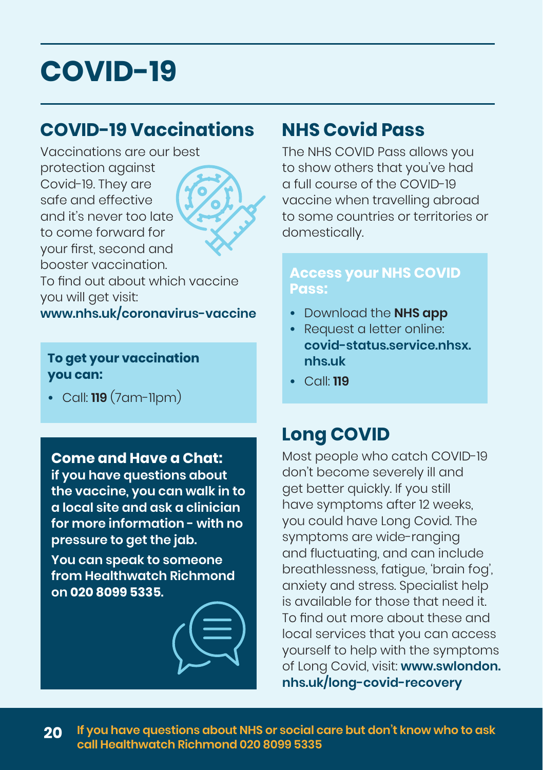# COVID-19

## COVID-19 Vaccinations

Vaccinations are our best protection against Covid-19. They are safe and effective and it's never too late to come forward for your first, second and booster vaccination.

To find out about which vaccine you will get visit: **www.nhs.uk/coronavirus-vaccine**

**To get your vaccination you can:**

- Call: **119** (7am-11pm)

**Come and Have a Chat:**
**if you have questions about the vaccine, you can walk in to a local site and ask a clinician for more information - with no pressure to get the jab.**

**You can speak to someone from Healthwatch Richmond on 020 8099 5335.**

## NHS Covid Pass

The NHS COVID Pass allows you to show others that you've had a full course of the COVID-19 vaccine when travelling abroad to some countries or territories or domestically.

**Access your NHS COVID Pass:**

- Download the **NHS app**
- Request a letter online: **covid-status.service.nhsx.nhs.uk**
- Call: **119**

## Long COVID

Most people who catch COVID-19 don't become severely ill and get better quickly. If you still have symptoms after 12 weeks, you could have Long Covid. The symptoms are wide-ranging and fluctuating, and can include breathlessness, fatigue, 'brain fog', anxiety and stress. Specialist help is available for those that need it. To find out more about these and local services that you can access yourself to help with the symptoms of Long Covid, visit: **www.swlondon.nhs.uk/long-covid-recovery**

**If you have questions about NHS or social care but don't know who to ask call Healthwatch Richmond 020 8099 5335**